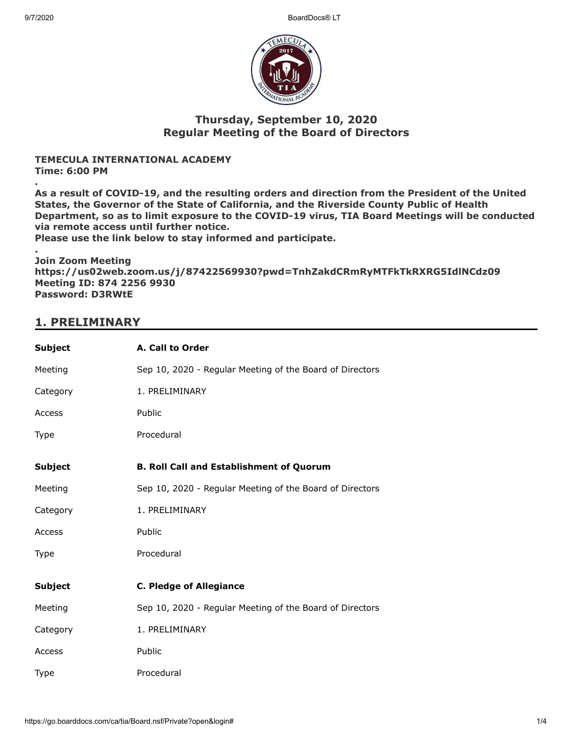## Thursday, September 10, 2020
## Regular Meeting of the Board of Directors

**TEMECULA INTERNATIONAL ACADEMY**
**Time: 6:00 PM**

**.**

**As a result of COVID-19, and the resulting orders and direction from the President of the United States, the Governor of the State of California, and the Riverside County Public of Health Department, so as to limit exposure to the COVID-19 virus, TIA Board Meetings will be conducted via remote access until further notice.**
**Please use the link below to stay informed and participate.**

**.**

**Join Zoom Meeting**
**https://us02web.zoom.us/j/87422569930?pwd=TnhZakdCRmRyMTFkTkRXRG5IdlNCdz09**
**Meeting ID: 874 2256 9930**
**Password: D3RWtE**

## 1. PRELIMINARY

| **Subject** | **A. Call to Order** |
|---|---|
| Meeting | Sep 10, 2020 - Regular Meeting of the Board of Directors |
| Category | 1. PRELIMINARY |
| Access | Public |
| Type | Procedural |

| **Subject** | **B. Roll Call and Establishment of Quorum** |
|---|---|
| Meeting | Sep 10, 2020 - Regular Meeting of the Board of Directors |
| Category | 1. PRELIMINARY |
| Access | Public |
| Type | Procedural |

| **Subject** | **C. Pledge of Allegiance** |
|---|---|
| Meeting | Sep 10, 2020 - Regular Meeting of the Board of Directors |
| Category | 1. PRELIMINARY |
| Access | Public |
| Type | Procedural |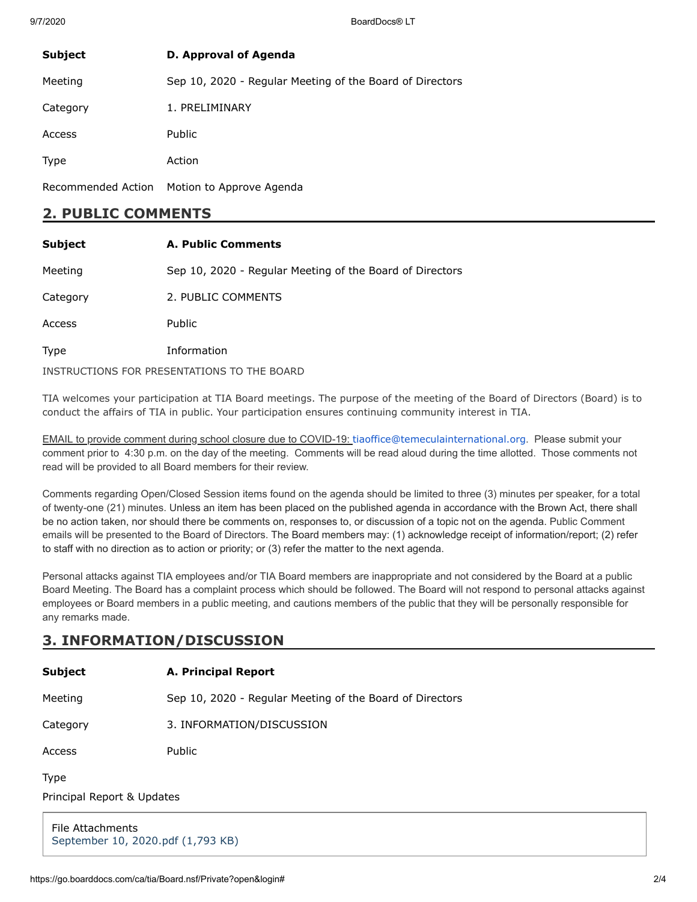| Subject | D. Approval of Agenda |
| --- | --- |
| Meeting | Sep 10, 2020 - Regular Meeting of the Board of Directors |
| Category | 1. PRELIMINARY |
| Access | Public |
| Type | Action |
| Recommended Action | Motion to Approve Agenda |

## 2. PUBLIC COMMENTS

| Subject | A. Public Comments |
| --- | --- |
| Meeting | Sep 10, 2020 - Regular Meeting of the Board of Directors |
| Category | 2. PUBLIC COMMENTS |
| Access | Public |
| Type | Information |

INSTRUCTIONS FOR PRESENTATIONS TO THE BOARD

TIA welcomes your participation at TIA Board meetings. The purpose of the meeting of the Board of Directors (Board) is to conduct the affairs of TIA in public. Your participation ensures continuing community interest in TIA.

EMAIL to provide comment during school closure due to COVID-19: tiaoffice@temeculainternational.org. Please submit your comment prior to 4:30 p.m. on the day of the meeting. Comments will be read aloud during the time allotted. Those comments not read will be provided to all Board members for their review.

Comments regarding Open/Closed Session items found on the agenda should be limited to three (3) minutes per speaker, for a total of twenty-one (21) minutes. Unless an item has been placed on the published agenda in accordance with the Brown Act, there shall be no action taken, nor should there be comments on, responses to, or discussion of a topic not on the agenda. Public Comment emails will be presented to the Board of Directors. The Board members may: (1) acknowledge receipt of information/report; (2) refer to staff with no direction as to action or priority; or (3) refer the matter to the next agenda.

Personal attacks against TIA employees and/or TIA Board members are inappropriate and not considered by the Board at a public Board Meeting. The Board has a complaint process which should be followed. The Board will not respond to personal attacks against employees or Board members in a public meeting, and cautions members of the public that they will be personally responsible for any remarks made.

## 3. INFORMATION/DISCUSSION

| Subject | A. Principal Report |
| --- | --- |
| Meeting | Sep 10, 2020 - Regular Meeting of the Board of Directors |
| Category | 3. INFORMATION/DISCUSSION |
| Access | Public |
| Type | |

Principal Report & Updates

File Attachments
September 10, 2020.pdf (1,793 KB)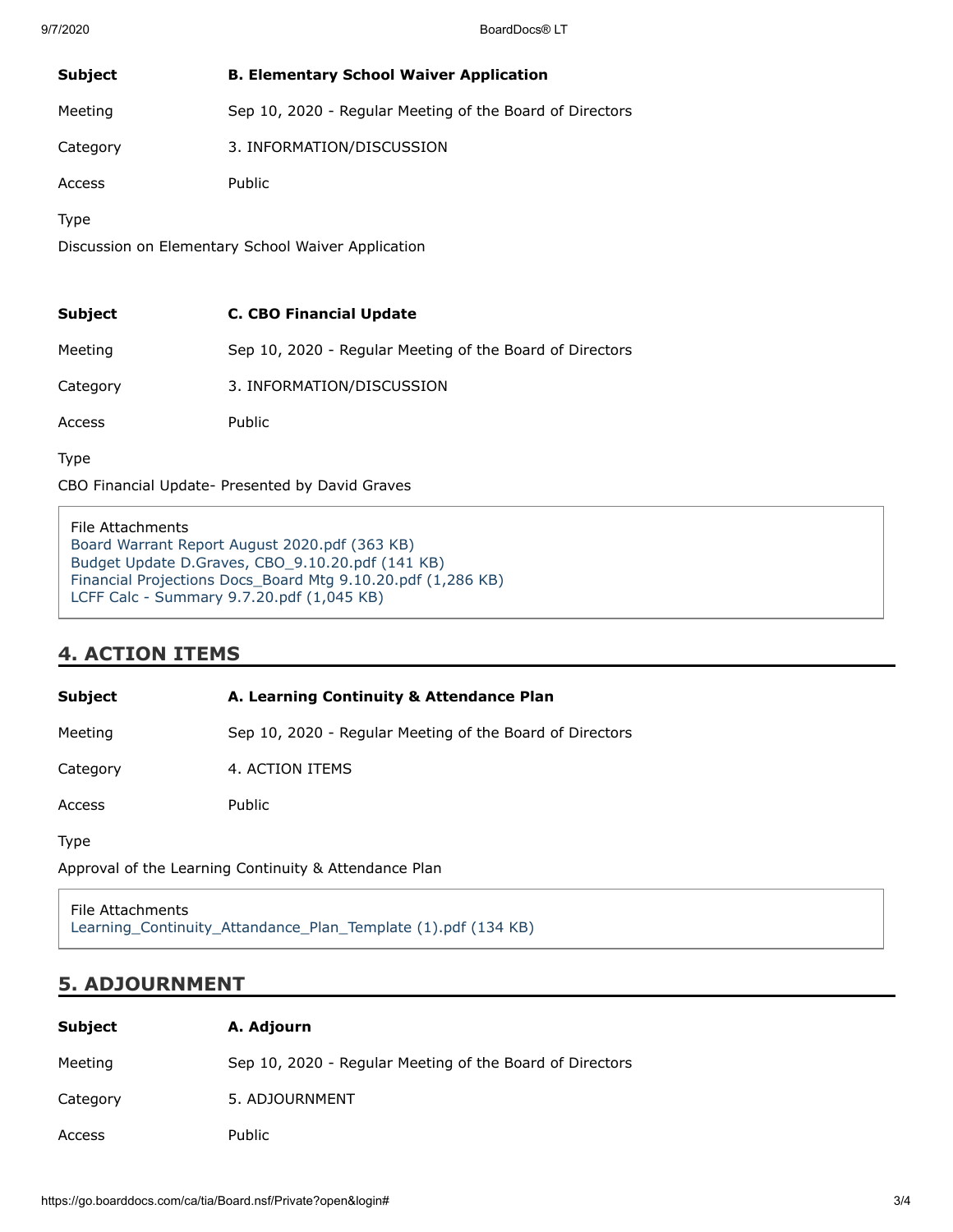| | |
|---|---|
| **Subject** | **B. Elementary School Waiver Application** |
| Meeting | Sep 10, 2020 - Regular Meeting of the Board of Directors |
| Category | 3. INFORMATION/DISCUSSION |
| Access | Public |
| Type | |

Discussion on Elementary School Waiver Application

| | |
|---|---|
| **Subject** | **C. CBO Financial Update** |
| Meeting | Sep 10, 2020 - Regular Meeting of the Board of Directors |
| Category | 3. INFORMATION/DISCUSSION |
| Access | Public |
| Type | |

CBO Financial Update- Presented by David Graves

File Attachments
Board Warrant Report August 2020.pdf (363 KB)
Budget Update D.Graves, CBO_9.10.20.pdf (141 KB)
Financial Projections Docs_Board Mtg 9.10.20.pdf (1,286 KB)
LCFF Calc - Summary 9.7.20.pdf (1,045 KB)

## 4. ACTION ITEMS

| | |
|---|---|
| **Subject** | **A. Learning Continuity & Attendance Plan** |
| Meeting | Sep 10, 2020 - Regular Meeting of the Board of Directors |
| Category | 4. ACTION ITEMS |
| Access | Public |
| Type | |

Approval of the Learning Continuity & Attendance Plan

File Attachments
Learning_Continuity_Attandance_Plan_Template (1).pdf (134 KB)

## 5. ADJOURNMENT

| | |
|---|---|
| **Subject** | **A. Adjourn** |
| Meeting | Sep 10, 2020 - Regular Meeting of the Board of Directors |
| Category | 5. ADJOURNMENT |
| Access | Public |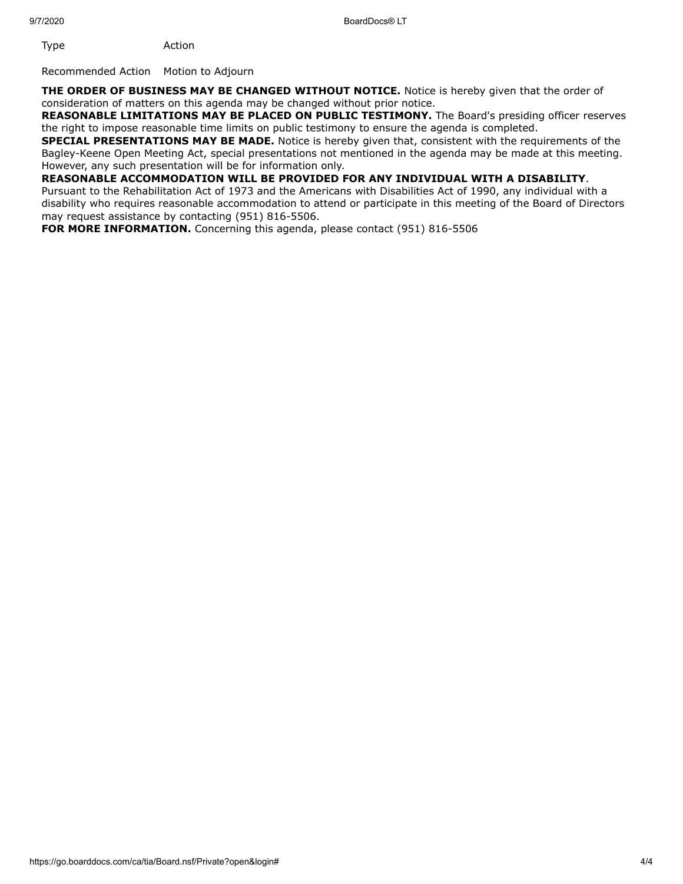| | |
|---|---|
| Type | Action |
| Recommended Action | Motion to Adjourn |

**THE ORDER OF BUSINESS MAY BE CHANGED WITHOUT NOTICE.** Notice is hereby given that the order of consideration of matters on this agenda may be changed without prior notice.

**REASONABLE LIMITATIONS MAY BE PLACED ON PUBLIC TESTIMONY.** The Board's presiding officer reserves the right to impose reasonable time limits on public testimony to ensure the agenda is completed.

**SPECIAL PRESENTATIONS MAY BE MADE.** Notice is hereby given that, consistent with the requirements of the Bagley-Keene Open Meeting Act, special presentations not mentioned in the agenda may be made at this meeting. However, any such presentation will be for information only.

**REASONABLE ACCOMMODATION WILL BE PROVIDED FOR ANY INDIVIDUAL WITH A DISABILITY**. Pursuant to the Rehabilitation Act of 1973 and the Americans with Disabilities Act of 1990, any individual with a disability who requires reasonable accommodation to attend or participate in this meeting of the Board of Directors may request assistance by contacting (951) 816-5506.

**FOR MORE INFORMATION.** Concerning this agenda, please contact (951) 816-5506